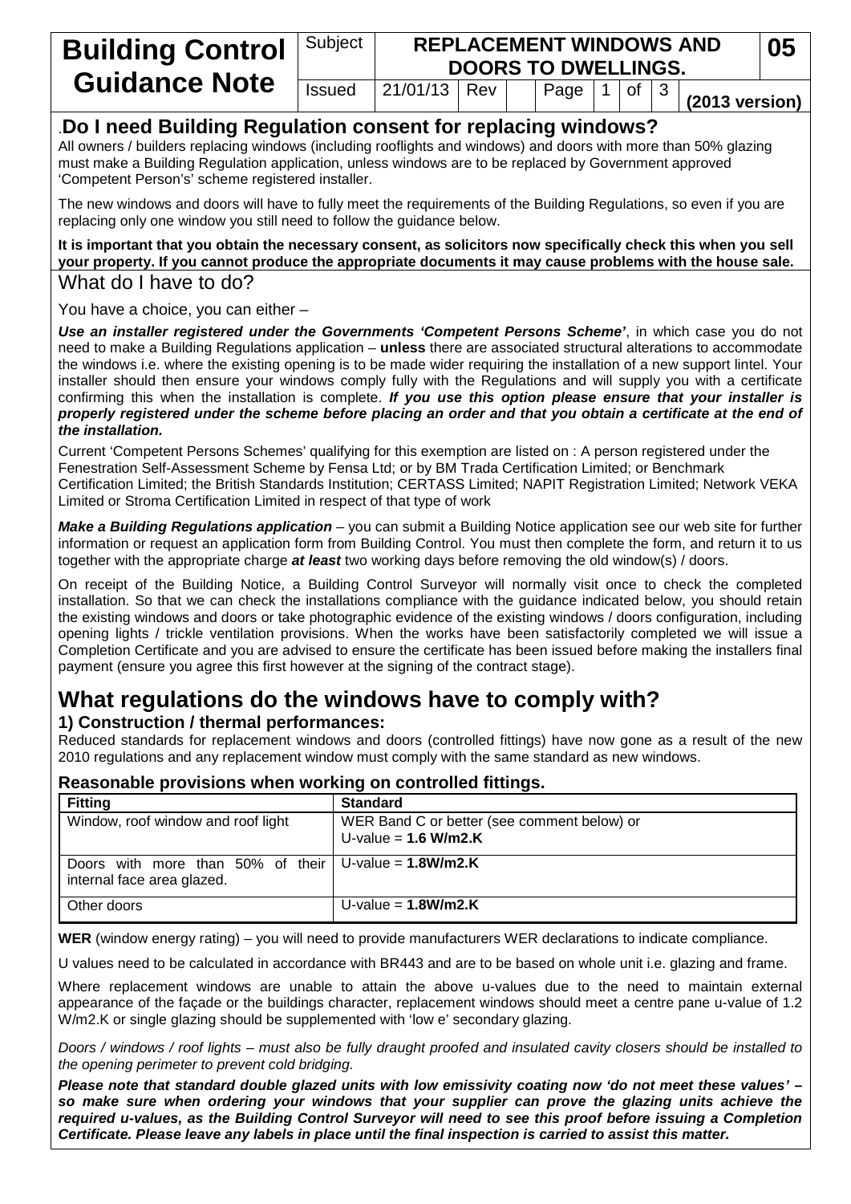# Building Control Guidance Note

**Subject:** REPLACEMENT WINDOWS AND DOORS TO DWELLINGS. **05**

Issued 21/01/13 Rev **(2013 version)**

## Do I need Building Regulation consent for replacing windows?

All owners / builders replacing windows (including rooflights and windows) and doors with more than 50% glazing must make a Building Regulation application, unless windows are to be replaced by Government approved 'Competent Person's' scheme registered installer.

The new windows and doors will have to fully meet the requirements of the Building Regulations, so even if you are replacing only one window you still need to follow the guidance below.

**It is important that you obtain the necessary consent, as solicitors now specifically check this when you sell your property. If you cannot produce the appropriate documents it may cause problems with the house sale.**

## What do I have to do?

You have a choice, you can either –

***Use an installer registered under the Governments 'Competent Persons Scheme'***, in which case you do not need to make a Building Regulations application – **unless** there are associated structural alterations to accommodate the windows i.e. where the existing opening is to be made wider requiring the installation of a new support lintel. Your installer should then ensure your windows comply fully with the Regulations and will supply you with a certificate confirming this when the installation is complete. ***If you use this option please ensure that your installer is properly registered under the scheme before placing an order and that you obtain a certificate at the end of the installation.***

Current 'Competent Persons Schemes' qualifying for this exemption are listed on : A person registered under the Fenestration Self-Assessment Scheme by Fensa Ltd; or by BM Trada Certification Limited; or Benchmark Certification Limited; the British Standards Institution; CERTASS Limited; NAPIT Registration Limited; Network VEKA Limited or Stroma Certification Limited in respect of that type of work

***Make a Building Regulations application*** – you can submit a Building Notice application see our web site for further information or request an application form from Building Control. You must then complete the form, and return it to us together with the appropriate charge ***at least*** two working days before removing the old window(s) / doors.

On receipt of the Building Notice, a Building Control Surveyor will normally visit once to check the completed installation. So that we can check the installations compliance with the guidance indicated below, you should retain the existing windows and doors or take photographic evidence of the existing windows / doors configuration, including opening lights / trickle ventilation provisions. When the works have been satisfactorily completed we will issue a Completion Certificate and you are advised to ensure the certificate has been issued before making the installers final payment (ensure you agree this first however at the signing of the contract stage).

# What regulations do the windows have to comply with?

### 1) Construction / thermal performances:

Reduced standards for replacement windows and doors (controlled fittings) have now gone as a result of the new 2010 regulations and any replacement window must comply with the same standard as new windows.

### Reasonable provisions when working on controlled fittings.

| Fitting | Standard |
|---|---|
| Window, roof window and roof light | WER Band C or better (see comment below) or U-value = **1.6 W/m2.K** |
| Doors with more than 50% of their internal face area glazed. | U-value = **1.8W/m2.K** |
| Other doors | U-value = **1.8W/m2.K** |

**WER** (window energy rating) – you will need to provide manufacturers WER declarations to indicate compliance.

U values need to be calculated in accordance with BR443 and are to be based on whole unit i.e. glazing and frame.

Where replacement windows are unable to attain the above u-values due to the need to maintain external appearance of the façade or the buildings character, replacement windows should meet a centre pane u-value of 1.2 W/m2.K or single glazing should be supplemented with 'low e' secondary glazing.

*Doors / windows / roof lights – must also be fully draught proofed and insulated cavity closers should be installed to the opening perimeter to prevent cold bridging.*

***Please note that standard double glazed units with low emissivity coating now 'do not meet these values' – so make sure when ordering your windows that your supplier can prove the glazing units achieve the required u-values, as the Building Control Surveyor will need to see this proof before issuing a Completion Certificate. Please leave any labels in place until the final inspection is carried to assist this matter.***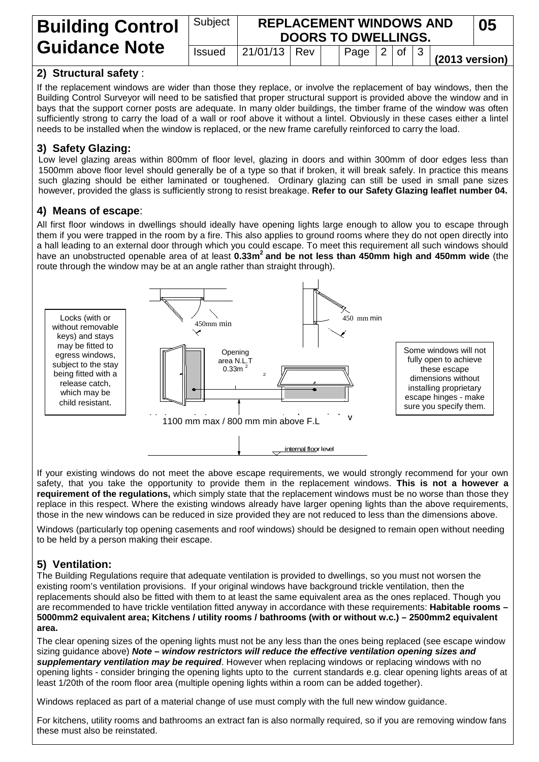## 2) Structural safety :

If the replacement windows are wider than those they replace, or involve the replacement of bay windows, then the Building Control Surveyor will need to be satisfied that proper structural support is provided above the window and in bays that the support corner posts are adequate. In many older buildings, the timber frame of the window was often sufficiently strong to carry the load of a wall or roof above it without a lintel. Obviously in these cases either a lintel needs to be installed when the window is replaced, or the new frame carefully reinforced to carry the load.

## 3) Safety Glazing:

Low level glazing areas within 800mm of floor level, glazing in doors and within 300mm of door edges less than 1500mm above floor level should generally be of a type so that if broken, it will break safely. In practice this means such glazing should be either laminated or toughened. Ordinary glazing can still be used in small pane sizes however, provided the glass is sufficiently strong to resist breakage. **Refer to our Safety Glazing leaflet number 04.**

## 4) Means of escape:

All first floor windows in dwellings should ideally have opening lights large enough to allow you to escape through them if you were trapped in the room by a fire. This also applies to ground rooms where they do not open directly into a hall leading to an external door through which you could escape. To meet this requirement all such windows should have an unobstructed openable area of at least **0.33m$^2$ and be not less than 450mm high and 450mm wide** (the route through the window may be at an angle rather than straight through).

Locks (with or without removable keys) and stays may be fitted to egress windows, subject to the stay being fitted with a release catch, which may be child resistant.

450mm min

450 mm min

Opening area N.L.T 0.33m$^2$

1100 mm max / 800 mm min above F.L

internal floor level

Some windows will not fully open to achieve these escape dimensions without installing proprietary escape hinges - make sure you specify them.

If your existing windows do not meet the above escape requirements, we would strongly recommend for your own safety, that you take the opportunity to provide them in the replacement windows. **This is not a however a requirement of the regulations,** which simply state that the replacement windows must be no worse than those they replace in this respect. Where the existing windows already have larger opening lights than the above requirements, those in the new windows can be reduced in size provided they are not reduced to less than the dimensions above.

Windows (particularly top opening casements and roof windows) should be designed to remain open without needing to be held by a person making their escape.

## 5) Ventilation:

The Building Regulations require that adequate ventilation is provided to dwellings, so you must not worsen the existing room's ventilation provisions. If your original windows have background trickle ventilation, then the replacements should also be fitted with them to at least the same equivalent area as the ones replaced. Though you are recommended to have trickle ventilation fitted anyway in accordance with these requirements: **Habitable rooms – 5000mm2 equivalent area; Kitchens / utility rooms / bathrooms (with or without w.c.) – 2500mm2 equivalent area.**

The clear opening sizes of the opening lights must not be any less than the ones being replaced (see escape window sizing guidance above) ***Note – window restrictors will reduce the effective ventilation opening sizes and supplementary ventilation may be required***. However when replacing windows or replacing windows with no opening lights - consider bringing the opening lights upto to the current standards e.g. clear opening lights areas of at least 1/20th of the room floor area (multiple opening lights within a room can be added together).

Windows replaced as part of a material change of use must comply with the full new window guidance.

For kitchens, utility rooms and bathrooms an extract fan is also normally required, so if you are removing window fans these must also be reinstated.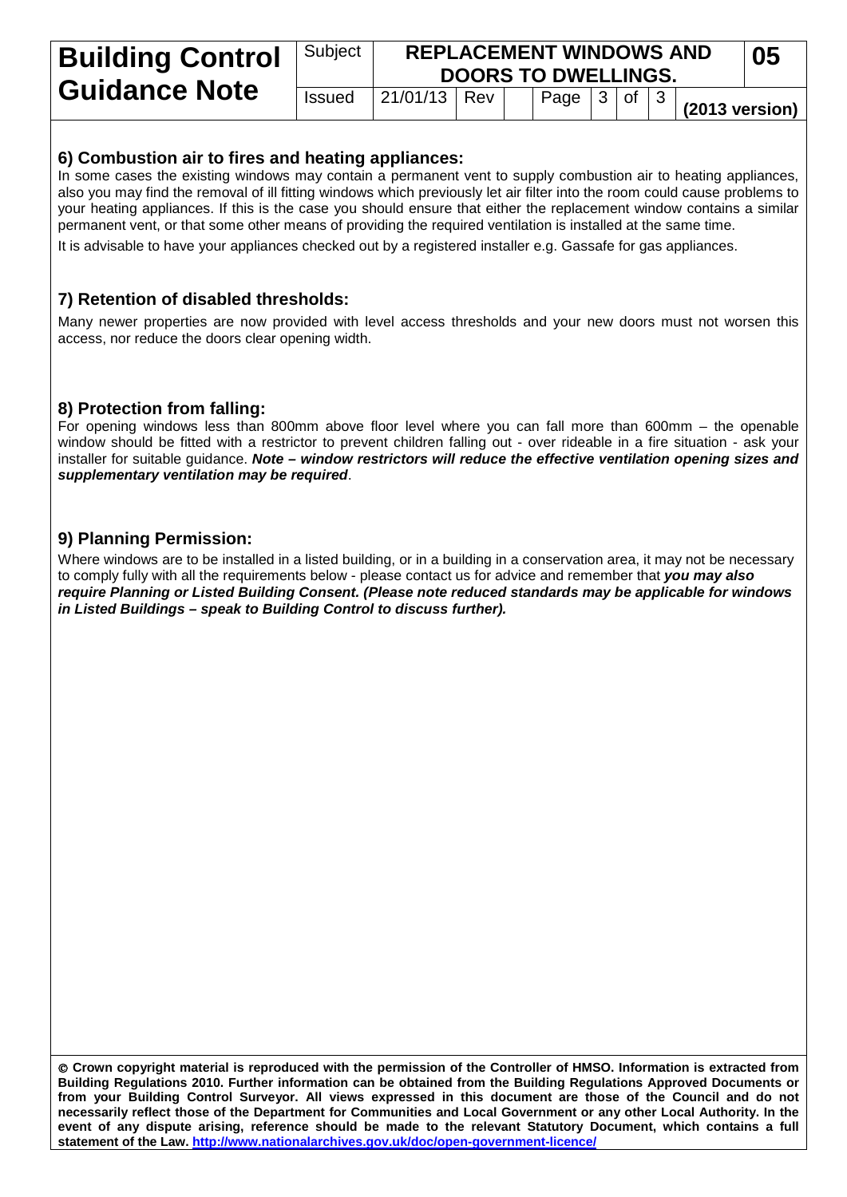## 6) Combustion air to fires and heating appliances:

In some cases the existing windows may contain a permanent vent to supply combustion air to heating appliances, also you may find the removal of ill fitting windows which previously let air filter into the room could cause problems to your heating appliances. If this is the case you should ensure that either the replacement window contains a similar permanent vent, or that some other means of providing the required ventilation is installed at the same time.

It is advisable to have your appliances checked out by a registered installer e.g. Gassafe for gas appliances.

## 7) Retention of disabled thresholds:

Many newer properties are now provided with level access thresholds and your new doors must not worsen this access, nor reduce the doors clear opening width.

## 8) Protection from falling:

For opening windows less than 800mm above floor level where you can fall more than 600mm – the openable window should be fitted with a restrictor to prevent children falling out - over rideable in a fire situation - ask your installer for suitable guidance. ***Note – window restrictors will reduce the effective ventilation opening sizes and supplementary ventilation may be required***.

## 9) Planning Permission:

Where windows are to be installed in a listed building, or in a building in a conservation area, it may not be necessary to comply fully with all the requirements below - please contact us for advice and remember that ***you may also require Planning or Listed Building Consent. (Please note reduced standards may be applicable for windows in Listed Buildings – speak to Building Control to discuss further).***

**© Crown copyright material is reproduced with the permission of the Controller of HMSO. Information is extracted from Building Regulations 2010. Further information can be obtained from the Building Regulations Approved Documents or from your Building Control Surveyor. All views expressed in this document are those of the Council and do not necessarily reflect those of the Department for Communities and Local Government or any other Local Authority. In the event of any dispute arising, reference should be made to the relevant Statutory Document, which contains a full statement of the Law. http://www.nationalarchives.gov.uk/doc/open-government-licence/**